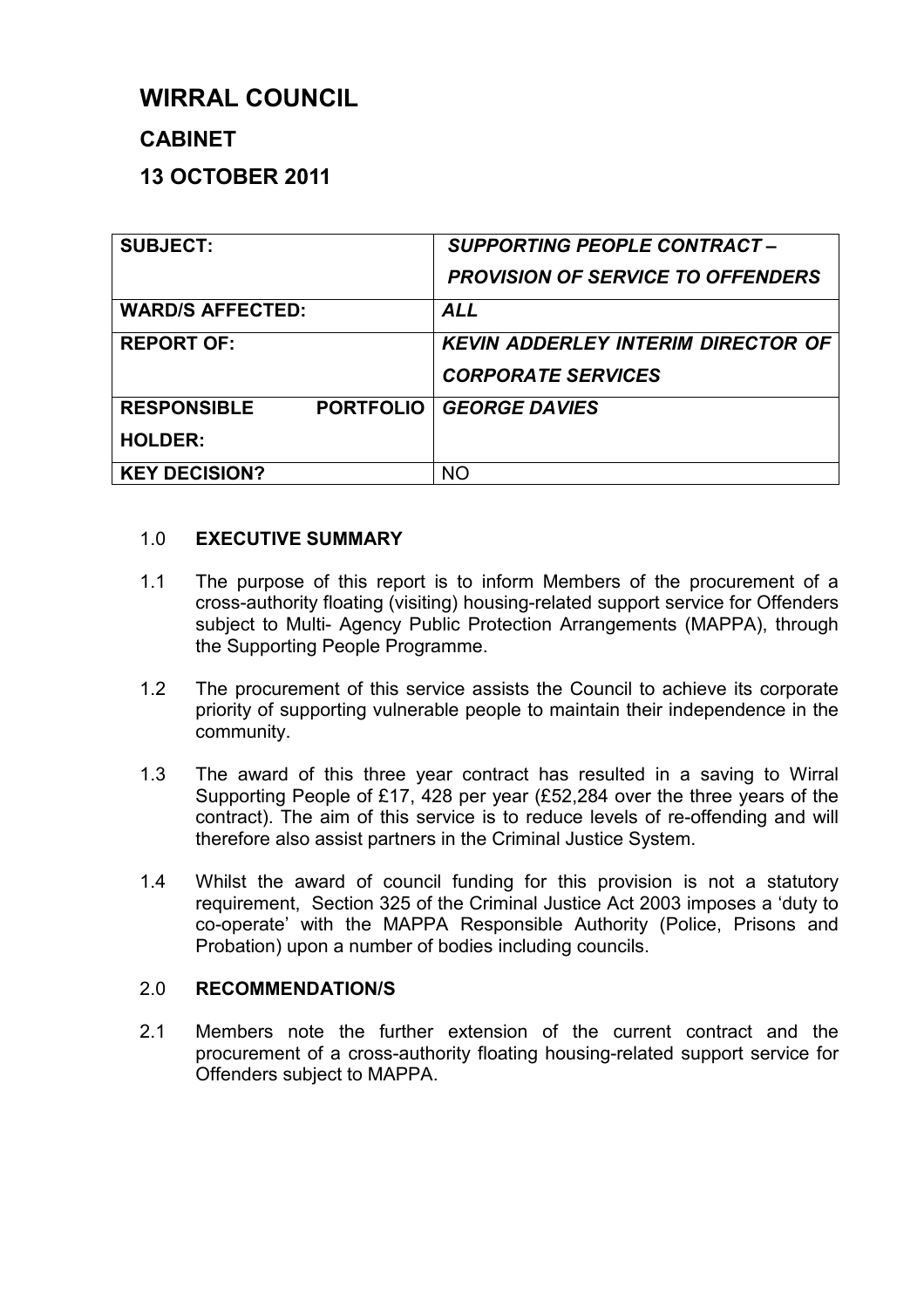# WIRRAL COUNCIL

## CABINET

## 13 OCTOBER 2011

| | |
|---|---|
| **SUBJECT:** | ***SUPPORTING PEOPLE CONTRACT – PROVISION OF SERVICE TO OFFENDERS*** |
| **WARD/S AFFECTED:** | ***ALL*** |
| **REPORT OF:** | ***KEVIN ADDERLEY INTERIM DIRECTOR OF CORPORATE SERVICES*** |
| **RESPONSIBLE PORTFOLIO HOLDER:** | ***GEORGE DAVIES*** |
| **KEY DECISION?** | NO |

### 1.0 EXECUTIVE SUMMARY

1.1 The purpose of this report is to inform Members of the procurement of a cross-authority floating (visiting) housing-related support service for Offenders subject to Multi- Agency Public Protection Arrangements (MAPPA), through the Supporting People Programme.

1.2 The procurement of this service assists the Council to achieve its corporate priority of supporting vulnerable people to maintain their independence in the community.

1.3 The award of this three year contract has resulted in a saving to Wirral Supporting People of £17, 428 per year (£52,284 over the three years of the contract). The aim of this service is to reduce levels of re-offending and will therefore also assist partners in the Criminal Justice System.

1.4 Whilst the award of council funding for this provision is not a statutory requirement, Section 325 of the Criminal Justice Act 2003 imposes a 'duty to co-operate' with the MAPPA Responsible Authority (Police, Prisons and Probation) upon a number of bodies including councils.

### 2.0 RECOMMENDATION/S

2.1 Members note the further extension of the current contract and the procurement of a cross-authority floating housing-related support service for Offenders subject to MAPPA.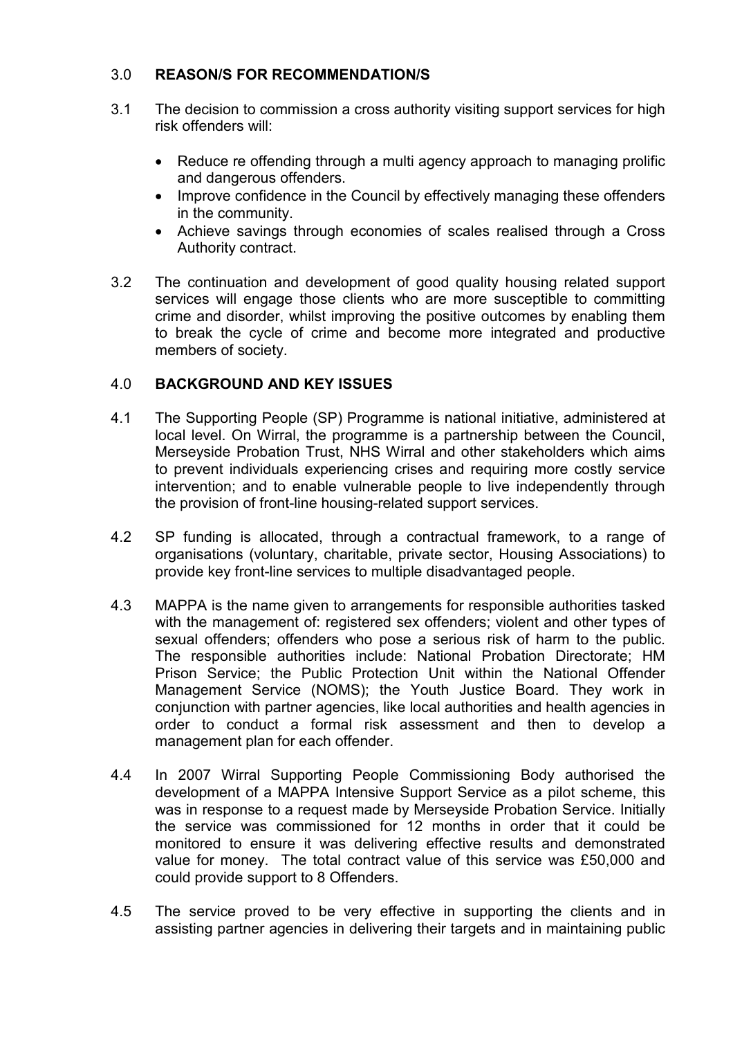## 3.0 REASON/S FOR RECOMMENDATION/S

3.1 The decision to commission a cross authority visiting support services for high risk offenders will:

- Reduce re offending through a multi agency approach to managing prolific and dangerous offenders.
- Improve confidence in the Council by effectively managing these offenders in the community.
- Achieve savings through economies of scales realised through a Cross Authority contract.

3.2 The continuation and development of good quality housing related support services will engage those clients who are more susceptible to committing crime and disorder, whilst improving the positive outcomes by enabling them to break the cycle of crime and become more integrated and productive members of society.

## 4.0 BACKGROUND AND KEY ISSUES

4.1 The Supporting People (SP) Programme is national initiative, administered at local level. On Wirral, the programme is a partnership between the Council, Merseyside Probation Trust, NHS Wirral and other stakeholders which aims to prevent individuals experiencing crises and requiring more costly service intervention; and to enable vulnerable people to live independently through the provision of front-line housing-related support services.

4.2 SP funding is allocated, through a contractual framework, to a range of organisations (voluntary, charitable, private sector, Housing Associations) to provide key front-line services to multiple disadvantaged people.

4.3 MAPPA is the name given to arrangements for responsible authorities tasked with the management of: registered sex offenders; violent and other types of sexual offenders; offenders who pose a serious risk of harm to the public. The responsible authorities include: National Probation Directorate; HM Prison Service; the Public Protection Unit within the National Offender Management Service (NOMS); the Youth Justice Board. They work in conjunction with partner agencies, like local authorities and health agencies in order to conduct a formal risk assessment and then to develop a management plan for each offender.

4.4 In 2007 Wirral Supporting People Commissioning Body authorised the development of a MAPPA Intensive Support Service as a pilot scheme, this was in response to a request made by Merseyside Probation Service. Initially the service was commissioned for 12 months in order that it could be monitored to ensure it was delivering effective results and demonstrated value for money. The total contract value of this service was £50,000 and could provide support to 8 Offenders.

4.5 The service proved to be very effective in supporting the clients and in assisting partner agencies in delivering their targets and in maintaining public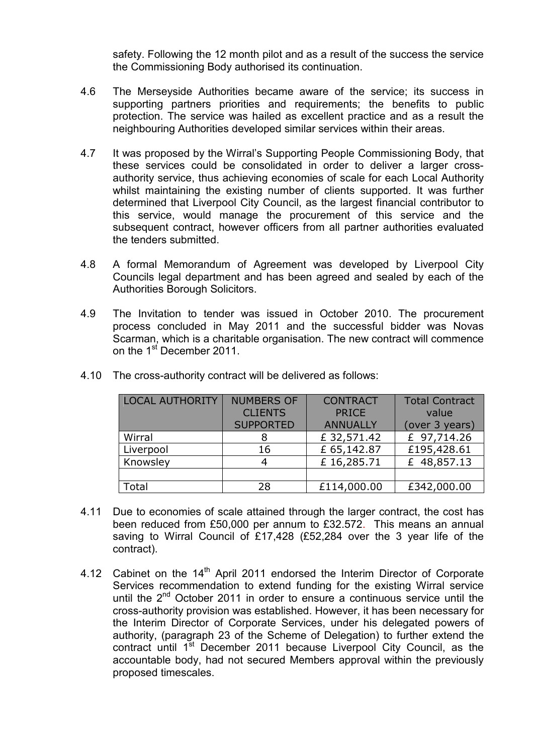safety. Following the 12 month pilot and as a result of the success the service the Commissioning Body authorised its continuation.

4.6 The Merseyside Authorities became aware of the service; its success in supporting partners priorities and requirements; the benefits to public protection. The service was hailed as excellent practice and as a result the neighbouring Authorities developed similar services within their areas.

4.7 It was proposed by the Wirral's Supporting People Commissioning Body, that these services could be consolidated in order to deliver a larger cross-authority service, thus achieving economies of scale for each Local Authority whilst maintaining the existing number of clients supported. It was further determined that Liverpool City Council, as the largest financial contributor to this service, would manage the procurement of this service and the subsequent contract, however officers from all partner authorities evaluated the tenders submitted.

4.8 A formal Memorandum of Agreement was developed by Liverpool City Councils legal department and has been agreed and sealed by each of the Authorities Borough Solicitors.

4.9 The Invitation to tender was issued in October 2010. The procurement process concluded in May 2011 and the successful bidder was Novas Scarman, which is a charitable organisation. The new contract will commence on the 1st December 2011.

4.10 The cross-authority contract will be delivered as follows:

| LOCAL AUTHORITY | NUMBERS OF CLIENTS SUPPORTED | CONTRACT PRICE ANNUALLY | Total Contract value (over 3 years) |
|---|---|---|---|
| Wirral | 8 | £ 32,571.42 | £ 97,714.26 |
| Liverpool | 16 | £ 65,142.87 | £195,428.61 |
| Knowsley | 4 | £ 16,285.71 | £ 48,857.13 |
| | | | |
| Total | 28 | £114,000.00 | £342,000.00 |

4.11 Due to economies of scale attained through the larger contract, the cost has been reduced from £50,000 per annum to £32.572. This means an annual saving to Wirral Council of £17,428 (£52,284 over the 3 year life of the contract).

4.12 Cabinet on the 14th April 2011 endorsed the Interim Director of Corporate Services recommendation to extend funding for the existing Wirral service until the 2nd October 2011 in order to ensure a continuous service until the cross-authority provision was established. However, it has been necessary for the Interim Director of Corporate Services, under his delegated powers of authority, (paragraph 23 of the Scheme of Delegation) to further extend the contract until 1st December 2011 because Liverpool City Council, as the accountable body, had not secured Members approval within the previously proposed timescales.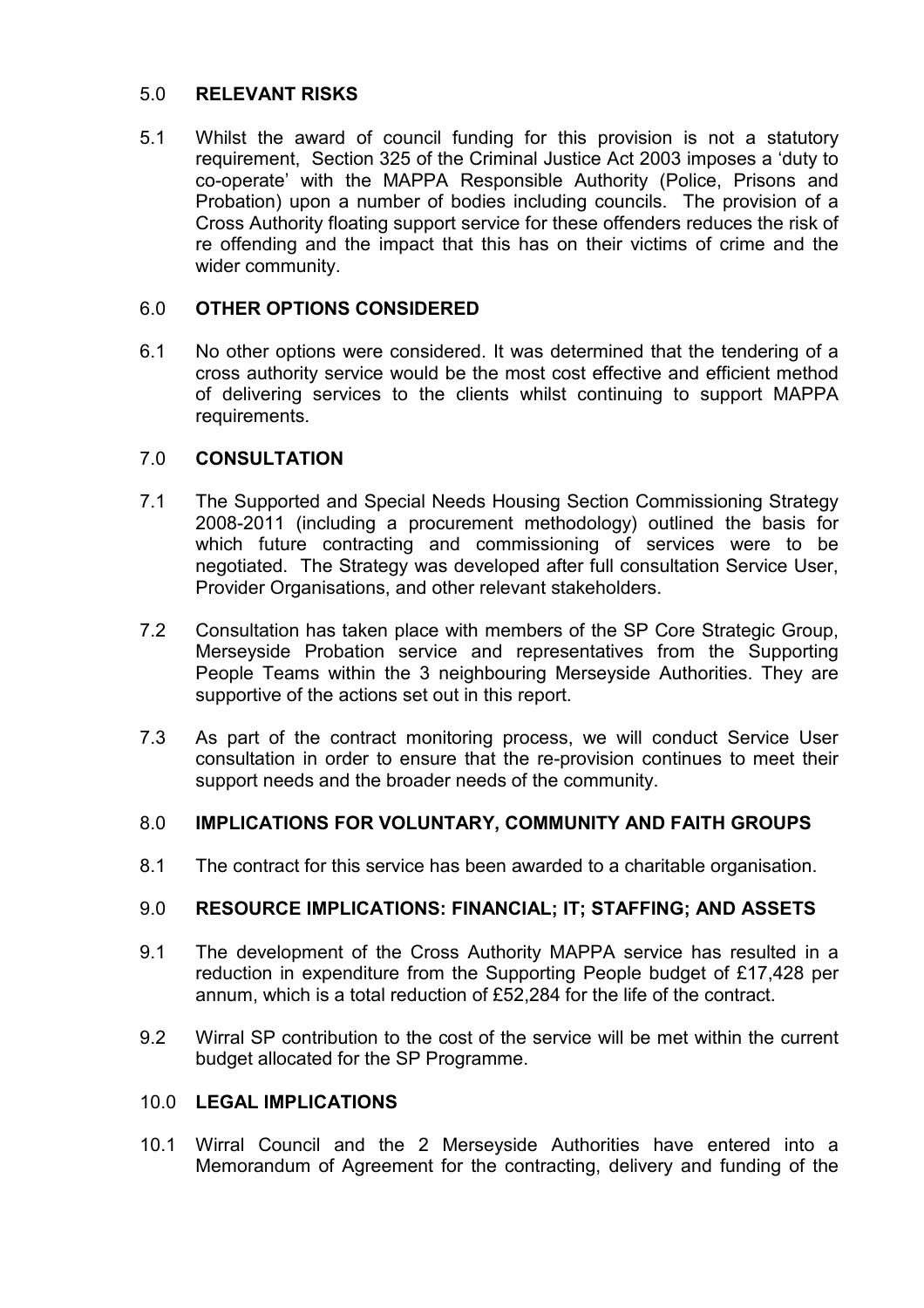## 5.0 RELEVANT RISKS

5.1 Whilst the award of council funding for this provision is not a statutory requirement, Section 325 of the Criminal Justice Act 2003 imposes a 'duty to co-operate' with the MAPPA Responsible Authority (Police, Prisons and Probation) upon a number of bodies including councils. The provision of a Cross Authority floating support service for these offenders reduces the risk of re offending and the impact that this has on their victims of crime and the wider community.

## 6.0 OTHER OPTIONS CONSIDERED

6.1 No other options were considered. It was determined that the tendering of a cross authority service would be the most cost effective and efficient method of delivering services to the clients whilst continuing to support MAPPA requirements.

## 7.0 CONSULTATION

7.1 The Supported and Special Needs Housing Section Commissioning Strategy 2008-2011 (including a procurement methodology) outlined the basis for which future contracting and commissioning of services were to be negotiated. The Strategy was developed after full consultation Service User, Provider Organisations, and other relevant stakeholders.

7.2 Consultation has taken place with members of the SP Core Strategic Group, Merseyside Probation service and representatives from the Supporting People Teams within the 3 neighbouring Merseyside Authorities. They are supportive of the actions set out in this report.

7.3 As part of the contract monitoring process, we will conduct Service User consultation in order to ensure that the re-provision continues to meet their support needs and the broader needs of the community.

## 8.0 IMPLICATIONS FOR VOLUNTARY, COMMUNITY AND FAITH GROUPS

8.1 The contract for this service has been awarded to a charitable organisation.

## 9.0 RESOURCE IMPLICATIONS: FINANCIAL; IT; STAFFING; AND ASSETS

9.1 The development of the Cross Authority MAPPA service has resulted in a reduction in expenditure from the Supporting People budget of £17,428 per annum, which is a total reduction of £52,284 for the life of the contract.

9.2 Wirral SP contribution to the cost of the service will be met within the current budget allocated for the SP Programme.

## 10.0 LEGAL IMPLICATIONS

10.1 Wirral Council and the 2 Merseyside Authorities have entered into a Memorandum of Agreement for the contracting, delivery and funding of the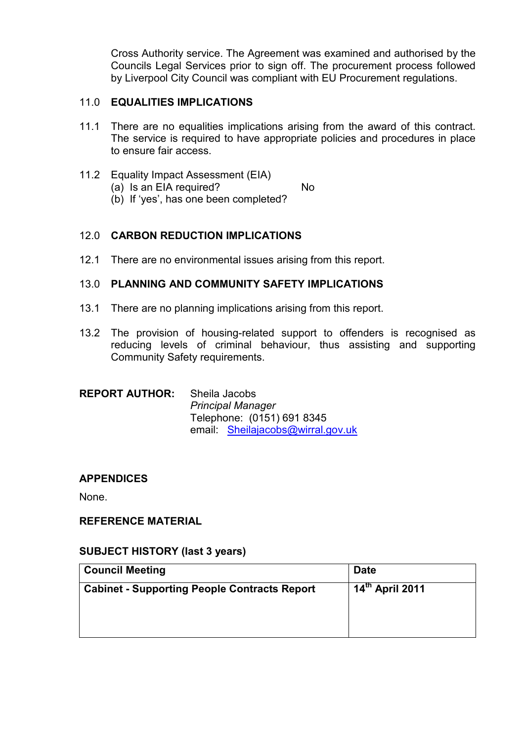Cross Authority service. The Agreement was examined and authorised by the Councils Legal Services prior to sign off. The procurement process followed by Liverpool City Council was compliant with EU Procurement regulations.

## 11.0 EQUALITIES IMPLICATIONS

11.1 There are no equalities implications arising from the award of this contract. The service is required to have appropriate policies and procedures in place to ensure fair access.

11.2 Equality Impact Assessment (EIA)
- (a) Is an EIA required? No
- (b) If 'yes', has one been completed?

## 12.0 CARBON REDUCTION IMPLICATIONS

12.1 There are no environmental issues arising from this report.

## 13.0 PLANNING AND COMMUNITY SAFETY IMPLICATIONS

13.1 There are no planning implications arising from this report.

13.2 The provision of housing-related support to offenders is recognised as reducing levels of criminal behaviour, thus assisting and supporting Community Safety requirements.

**REPORT AUTHOR:** Sheila Jacobs
*Principal Manager*
Telephone: (0151) 691 8345
email: Sheilajacobs@wirral.gov.uk

## APPENDICES

None.

## REFERENCE MATERIAL

## SUBJECT HISTORY (last 3 years)

| Council Meeting | Date |
|---|---|
| **Cabinet - Supporting People Contracts Report** | **14th April 2011** |